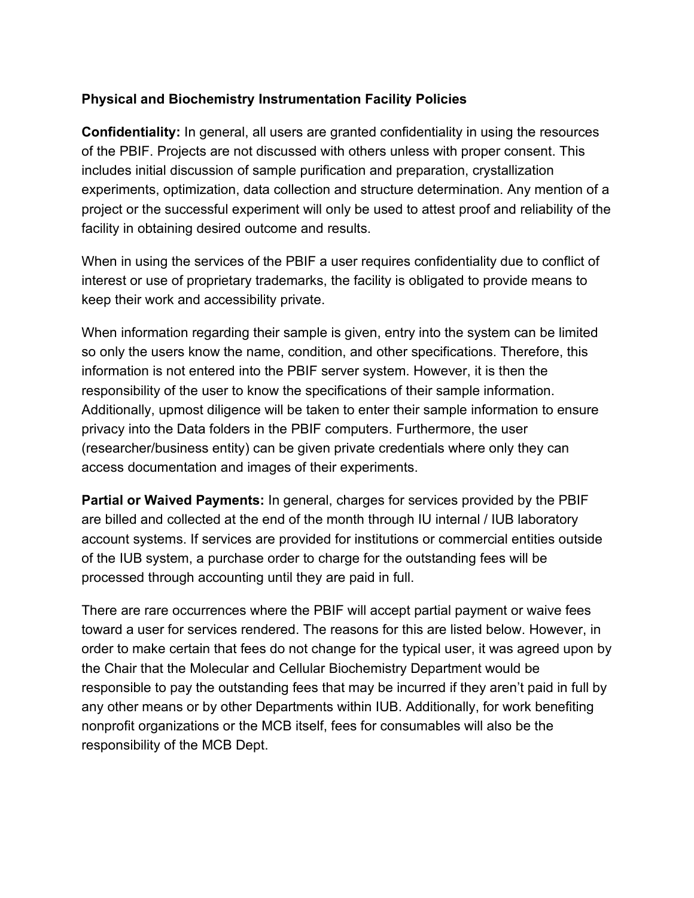**Physical and Biochemistry Instrumentation Facility Policies**

**Confidentiality:** In general, all users are granted confidentiality in using the resources of the PBIF. Projects are not discussed with others unless with proper consent. This includes initial discussion of sample purification and preparation, crystallization experiments, optimization, data collection and structure determination. Any mention of a project or the successful experiment will only be used to attest proof and reliability of the facility in obtaining desired outcome and results.

When in using the services of the PBIF a user requires confidentiality due to conflict of interest or use of proprietary trademarks, the facility is obligated to provide means to keep their work and accessibility private.

When information regarding their sample is given, entry into the system can be limited so only the users know the name, condition, and other specifications. Therefore, this information is not entered into the PBIF server system. However, it is then the responsibility of the user to know the specifications of their sample information. Additionally, upmost diligence will be taken to enter their sample information to ensure privacy into the Data folders in the PBIF computers. Furthermore, the user (researcher/business entity) can be given private credentials where only they can access documentation and images of their experiments.

**Partial or Waived Payments:** In general, charges for services provided by the PBIF are billed and collected at the end of the month through IU internal / IUB laboratory account systems. If services are provided for institutions or commercial entities outside of the IUB system, a purchase order to charge for the outstanding fees will be processed through accounting until they are paid in full.

There are rare occurrences where the PBIF will accept partial payment or waive fees toward a user for services rendered. The reasons for this are listed below. However, in order to make certain that fees do not change for the typical user, it was agreed upon by the Chair that the Molecular and Cellular Biochemistry Department would be responsible to pay the outstanding fees that may be incurred if they aren't paid in full by any other means or by other Departments within IUB. Additionally, for work benefiting nonprofit organizations or the MCB itself, fees for consumables will also be the responsibility of the MCB Dept.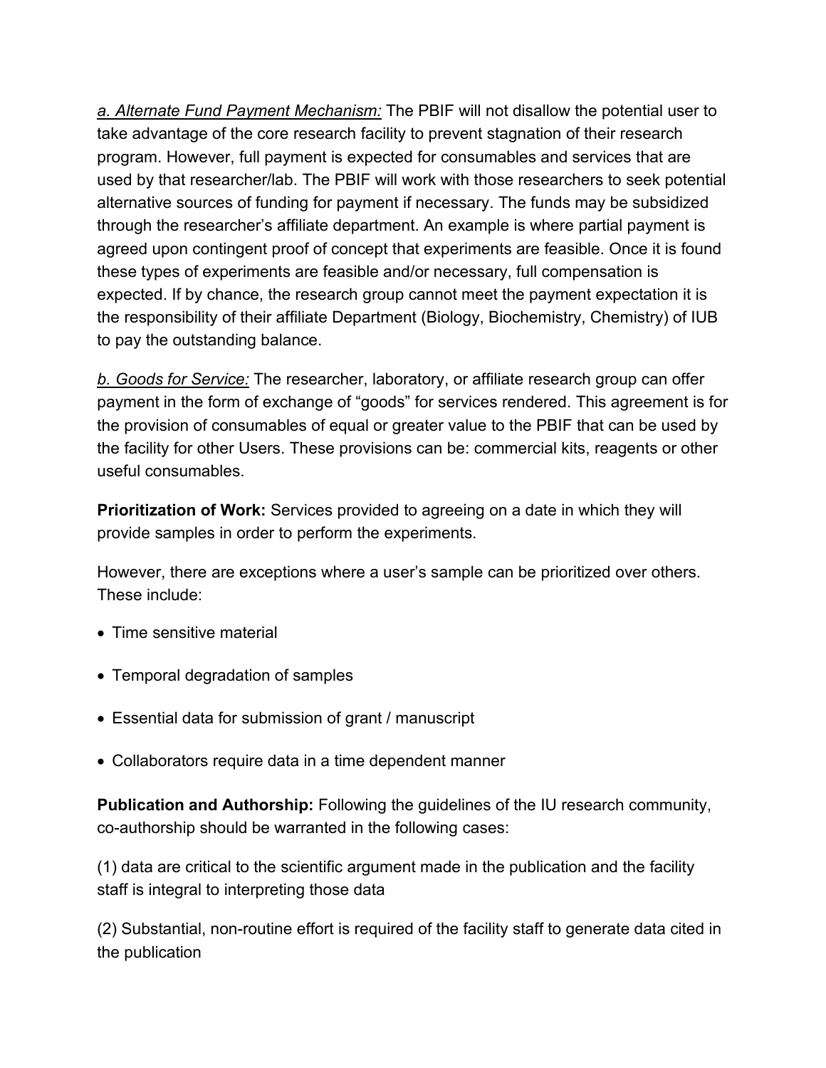*a. Alternate Fund Payment Mechanism:* The PBIF will not disallow the potential user to take advantage of the core research facility to prevent stagnation of their research program. However, full payment is expected for consumables and services that are used by that researcher/lab. The PBIF will work with those researchers to seek potential alternative sources of funding for payment if necessary. The funds may be subsidized through the researcher's affiliate department. An example is where partial payment is agreed upon contingent proof of concept that experiments are feasible. Once it is found these types of experiments are feasible and/or necessary, full compensation is expected. If by chance, the research group cannot meet the payment expectation it is the responsibility of their affiliate Department (Biology, Biochemistry, Chemistry) of IUB to pay the outstanding balance.

*b. Goods for Service:* The researcher, laboratory, or affiliate research group can offer payment in the form of exchange of "goods" for services rendered. This agreement is for the provision of consumables of equal or greater value to the PBIF that can be used by the facility for other Users. These provisions can be: commercial kits, reagents or other useful consumables.

**Prioritization of Work:** Services provided to agreeing on a date in which they will provide samples in order to perform the experiments.

However, there are exceptions where a user's sample can be prioritized over others. These include:

- Time sensitive material
- Temporal degradation of samples
- Essential data for submission of grant / manuscript
- Collaborators require data in a time dependent manner

**Publication and Authorship:** Following the guidelines of the IU research community, co-authorship should be warranted in the following cases:

(1) data are critical to the scientific argument made in the publication and the facility staff is integral to interpreting those data

(2) Substantial, non-routine effort is required of the facility staff to generate data cited in the publication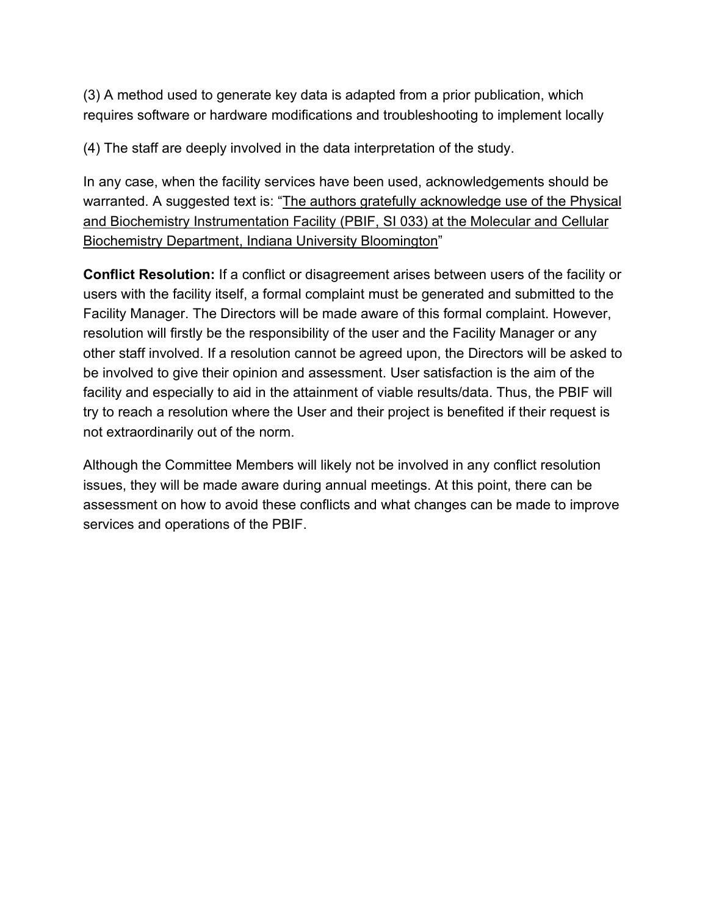(3) A method used to generate key data is adapted from a prior publication, which requires software or hardware modifications and troubleshooting to implement locally

(4) The staff are deeply involved in the data interpretation of the study.

In any case, when the facility services have been used, acknowledgements should be warranted. A suggested text is: "<u>The authors gratefully acknowledge use of the Physical and Biochemistry Instrumentation Facility (PBIF, SI 033) at the Molecular and Cellular Biochemistry Department, Indiana University Bloomington</u>"

**Conflict Resolution:** If a conflict or disagreement arises between users of the facility or users with the facility itself, a formal complaint must be generated and submitted to the Facility Manager. The Directors will be made aware of this formal complaint. However, resolution will firstly be the responsibility of the user and the Facility Manager or any other staff involved. If a resolution cannot be agreed upon, the Directors will be asked to be involved to give their opinion and assessment. User satisfaction is the aim of the facility and especially to aid in the attainment of viable results/data. Thus, the PBIF will try to reach a resolution where the User and their project is benefited if their request is not extraordinarily out of the norm.

Although the Committee Members will likely not be involved in any conflict resolution issues, they will be made aware during annual meetings. At this point, there can be assessment on how to avoid these conflicts and what changes can be made to improve services and operations of the PBIF.